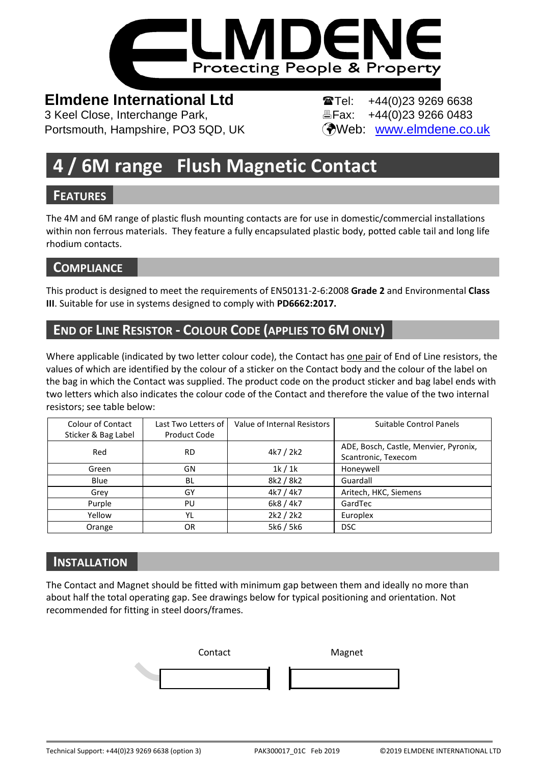# ELMDENE
Protecting People & Property

**Elmdene International Ltd**
3 Keel Close, Interchange Park,
Portsmouth, Hampshire, PO3 5QD, UK

☎Tel: +44(0)23 9269 6638
🖷Fax: +44(0)23 9266 0483
Web: www.elmdene.co.uk

# 4 / 6M range Flush Magnetic Contact

## FEATURES

The 4M and 6M range of plastic flush mounting contacts are for use in domestic/commercial installations within non ferrous materials. They feature a fully encapsulated plastic body, potted cable tail and long life rhodium contacts.

## COMPLIANCE

This product is designed to meet the requirements of EN50131-2-6:2008 **Grade 2** and Environmental **Class III**. Suitable for use in systems designed to comply with **PD6662:2017.**

## END OF LINE RESISTOR - COLOUR CODE (APPLIES TO 6M ONLY)

Where applicable (indicated by two letter colour code), the Contact has one pair of End of Line resistors, the values of which are identified by the colour of a sticker on the Contact body and the colour of the label on the bag in which the Contact was supplied. The product code on the product sticker and bag label ends with two letters which also indicates the colour code of the Contact and therefore the value of the two internal resistors; see table below:

| Colour of Contact Sticker & Bag Label | Last Two Letters of Product Code | Value of Internal Resistors | Suitable Control Panels |
|---|---|---|---|
| Red | RD | 4k7 / 2k2 | ADE, Bosch, Castle, Menvier, Pyronix, Scantronic, Texecom |
| Green | GN | 1k / 1k | Honeywell |
| Blue | BL | 8k2 / 8k2 | Guardall |
| Grey | GY | 4k7 / 4k7 | Aritech, HKC, Siemens |
| Purple | PU | 6k8 / 4k7 | GardTec |
| Yellow | YL | 2k2 / 2k2 | Europlex |
| Orange | OR | 5k6 / 5k6 | DSC |

## INSTALLATION

The Contact and Magnet should be fitted with minimum gap between them and ideally no more than about half the total operating gap. See drawings below for typical positioning and orientation. Not recommended for fitting in steel doors/frames.

Contact Magnet

Technical Support: +44(0)23 9269 6638 (option 3) PAK300017_01C Feb 2019 ©2019 ELMDENE INTERNATIONAL LTD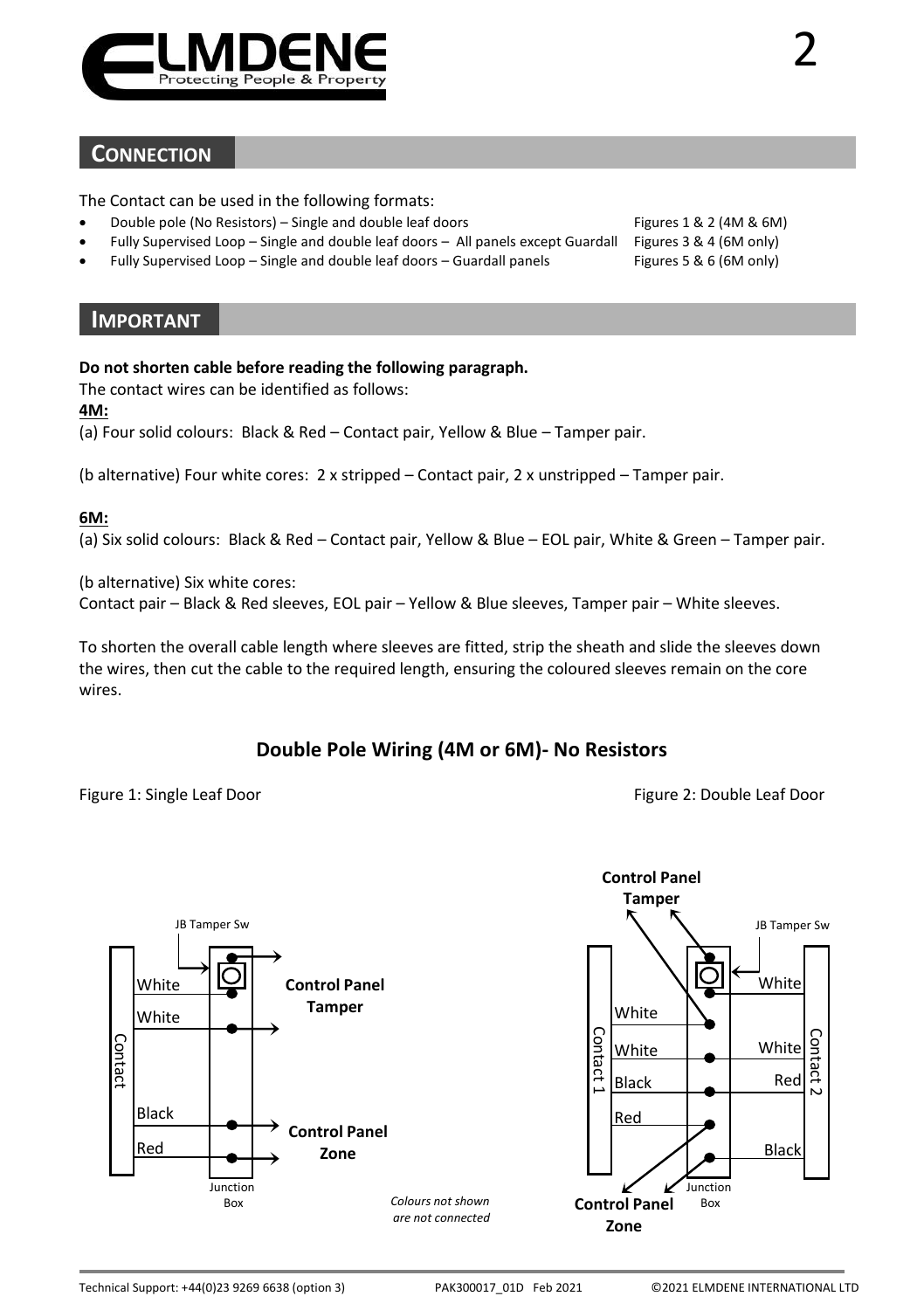## CONNECTION

The Contact can be used in the following formats:

- Double pole (No Resistors) – Single and double leaf doors — Figures 1 & 2 (4M & 6M)
- Fully Supervised Loop – Single and double leaf doors – All panels except Guardall — Figures 3 & 4 (6M only)
- Fully Supervised Loop – Single and double leaf doors – Guardall panels — Figures 5 & 6 (6M only)

## IMPORTANT

**Do not shorten cable before reading the following paragraph.**

The contact wires can be identified as follows:

**4M:**

(a) Four solid colours: Black & Red – Contact pair, Yellow & Blue – Tamper pair.

(b alternative) Four white cores: 2 x stripped – Contact pair, 2 x unstripped – Tamper pair.

**6M:**

(a) Six solid colours: Black & Red – Contact pair, Yellow & Blue – EOL pair, White & Green – Tamper pair.

(b alternative) Six white cores:
Contact pair – Black & Red sleeves, EOL pair – Yellow & Blue sleeves, Tamper pair – White sleeves.

To shorten the overall cable length where sleeves are fitted, strip the sheath and slide the sleeves down the wires, then cut the cable to the required length, ensuring the coloured sleeves remain on the core wires.

### Double Pole Wiring (4M or 6M)- No Resistors

Figure 1: Single Leaf Door

Figure 2: Double Leaf Door

*Colours not shown are not connected*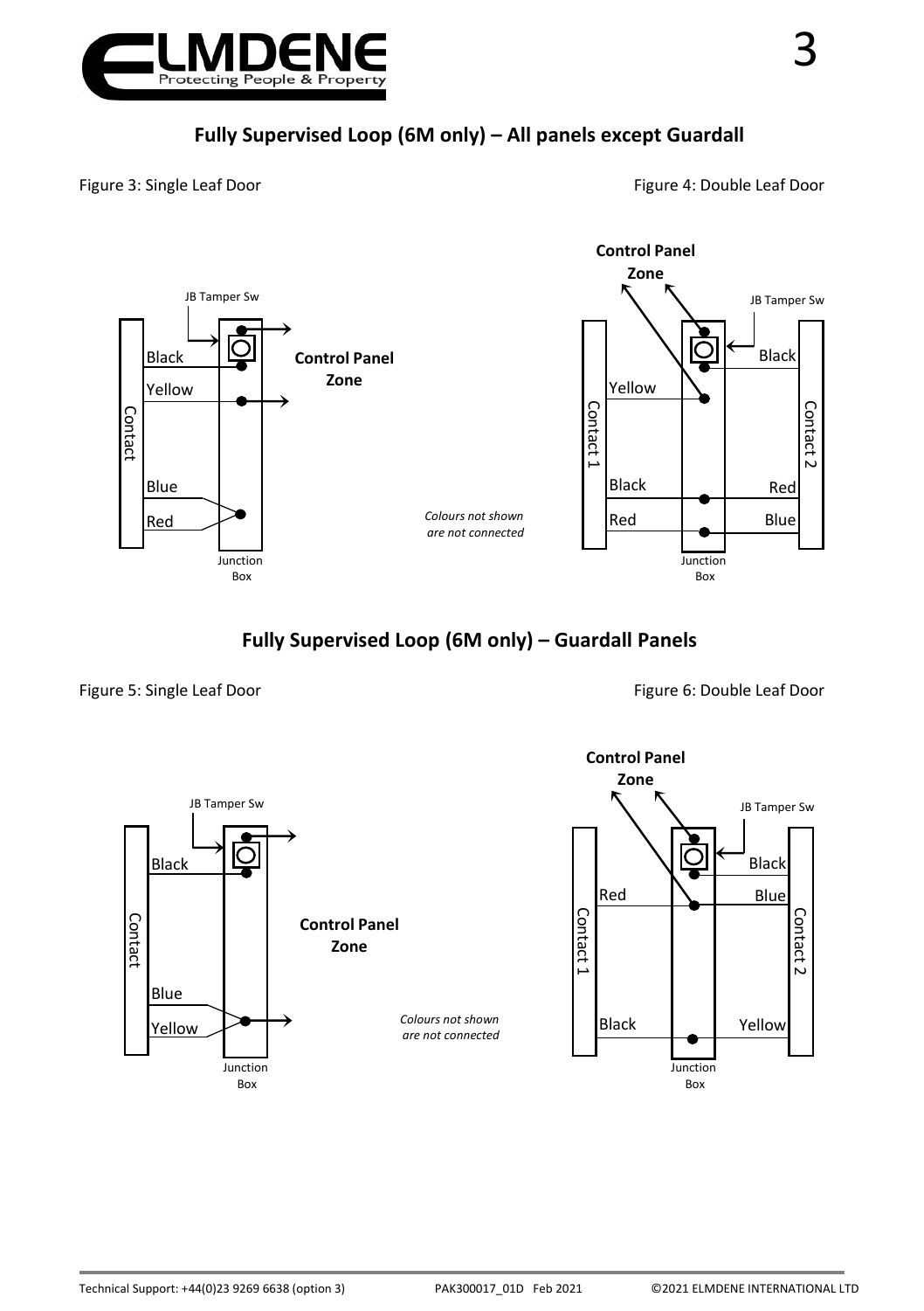## Fully Supervised Loop (6M only) – All panels except Guardall

Figure 3: Single Leaf Door

JB Tamper Sw

Black

Yellow

Contact

Blue

Red

Junction Box

**Control Panel Zone**

*Colours not shown are not connected*

Figure 4: Double Leaf Door

**Control Panel Zone**

JB Tamper Sw

Yellow

Black

Contact 1

Contact 2

Black

Red

Red

Blue

Junction Box

## Fully Supervised Loop (6M only) – Guardall Panels

Figure 5: Single Leaf Door

JB Tamper Sw

Black

Contact

Blue

Yellow

Junction Box

**Control Panel Zone**

*Colours not shown are not connected*

Figure 6: Double Leaf Door

**Control Panel Zone**

JB Tamper Sw

Black

Red

Blue

Contact 1

Contact 2

Black

Yellow

Junction Box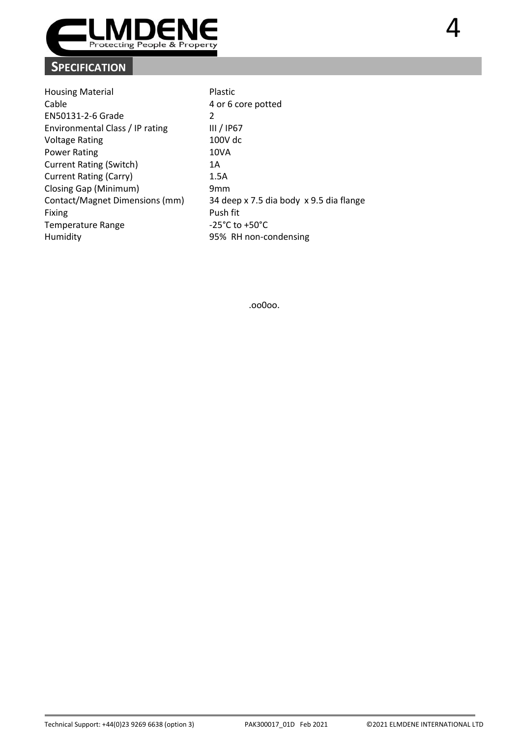## SPECIFICATION

| | |
|---|---|
| Housing Material | Plastic |
| Cable | 4 or 6 core potted |
| EN50131-2-6 Grade | 2 |
| Environmental Class / IP rating | III / IP67 |
| Voltage Rating | 100V dc |
| Power Rating | 10VA |
| Current Rating (Switch) | 1A |
| Current Rating (Carry) | 1.5A |
| Closing Gap (Minimum) | 9mm |
| Contact/Magnet Dimensions (mm) | 34 deep x 7.5 dia body x 9.5 dia flange |
| Fixing | Push fit |
| Temperature Range | -25°C to +50°C |
| Humidity | 95% RH non-condensing |

.oo0oo.